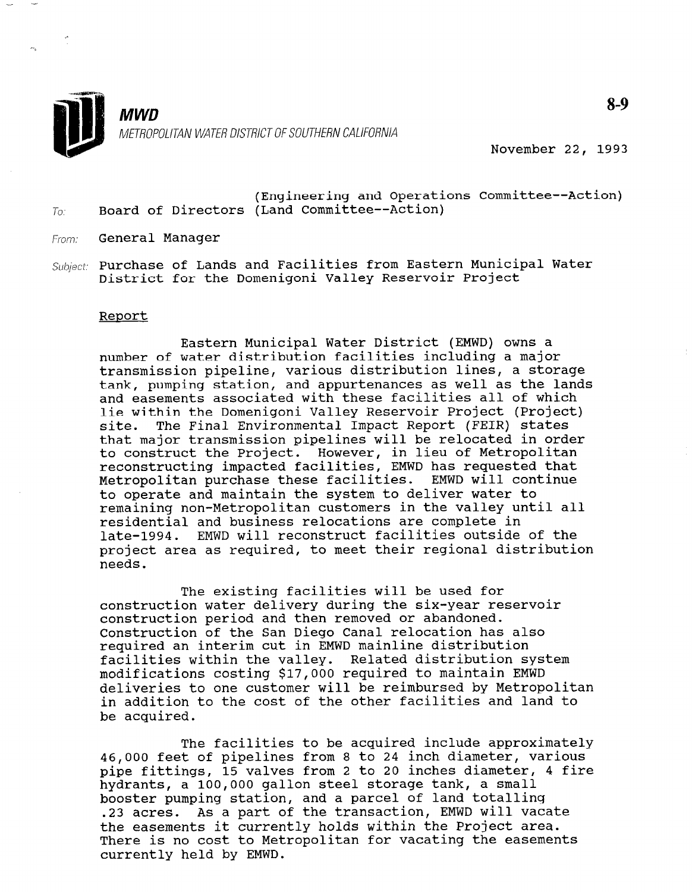**MWD**

METROPOLITAN WATER DISTRICT OF SOUTHERN CALIFORNIA

8-9

November 22, 1993

(Engineering and Operations Committee--Action)

To: Board of Directors (Land Committee--Action)

From: General Manager

Subject: Purchase of Lands and Facilities from Eastern Municipal Water District for the Domenigoni Valley Reservoir Project

## Report

Eastern Municipal Water District (EMWD) owns a number of water distribution facilities including a major transmission pipeline, various distribution lines, a storage tank, pumping station, and appurtenances as well as the lands and easements associated with these facilities all of which lie within the Domenigoni Valley Reservoir Project (Project) site. The Final Environmental Impact Report (FEIR) states that major transmission pipelines will be relocated in order to construct the Project. However, in lieu of Metropolitan reconstructing impacted facilities, EMWD has requested that Metropolitan purchase these facilities. EMWD will continue to operate and maintain the system to deliver water to remaining non-Metropolitan customers in the valley until all residential and business relocations are complete in late-1994. EMWD will reconstruct facilities outside of the project area as required, to meet their regional distribution needs.

The existing facilities will be used for construction water delivery during the six-year reservoir construction period and then removed or abandoned. Construction of the San Diego Canal relocation has also required an interim cut in EMWD mainline distribution facilities within the valley. Related distribution system modifications costing $17,000 required to maintain EMWD deliveries to one customer will be reimbursed by Metropolitan in addition to the cost of the other facilities and land to be acquired.

The facilities to be acquired include approximately 46,000 feet of pipelines from 8 to 24 inch diameter, various pipe fittings, 15 valves from 2 to 20 inches diameter, 4 fire hydrants, a 100,000 gallon steel storage tank, a small booster pumping station, and a parcel of land totalling .23 acres. As a part of the transaction, EMWD will vacate the easements it currently holds within the Project area. There is no cost to Metropolitan for vacating the easements currently held by EMWD.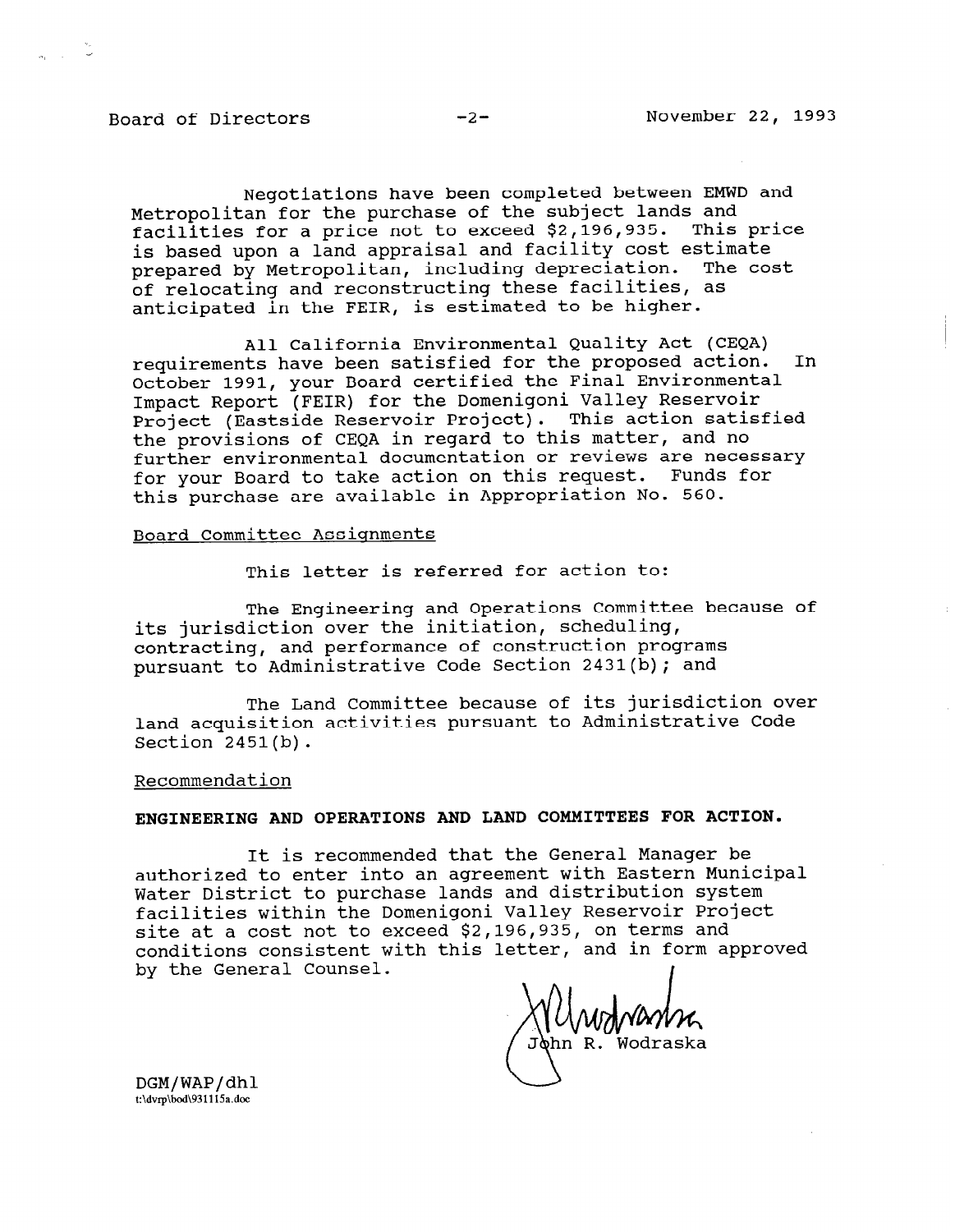Negotiations have been completed between EMWD and Metropolitan for the purchase of the subject lands and facilities for a price not to exceed $2,196,935. This price is based upon a land appraisal and facility cost estimate prepared by Metropolitan, including depreciation. The cost of relocating and reconstructing these facilities, as anticipated in the FEIR, is estimated to be higher.

All California Environmental Quality Act (CEQA) requirements have been satisfied for the proposed action. In October 1991, your Board certified the Final Environmental Impact Report (FEIR) for the Domenigoni Valley Reservoir Project (Eastside Reservoir Project). This action satisfied the provisions of CEQA in regard to this matter, and no further environmental documentation or reviews are necessary for your Board to take action on this request. Funds for this purchase are available in Appropriation No. 560.

Board Committee Assignments

This letter is referred for action to:

The Engineering and Operations Committee because of its jurisdiction over the initiation, scheduling, contracting, and performance of construction programs pursuant to Administrative Code Section 2431(b); and

The Land Committee because of its jurisdiction over land acquisition activities pursuant to Administrative Code Section 2451(b).

Recommendation

**ENGINEERING AND OPERATIONS AND LAND COMMITTEES FOR ACTION.**

It is recommended that the General Manager be authorized to enter into an agreement with Eastern Municipal Water District to purchase lands and distribution system facilities within the Domenigoni Valley Reservoir Project site at a cost not to exceed $2,196,935, on terms and conditions consistent with this letter, and in form approved by the General Counsel.

John R. Wodraska

DGM/WAP/dhl
t:\dvrp\bod\931115a.doc